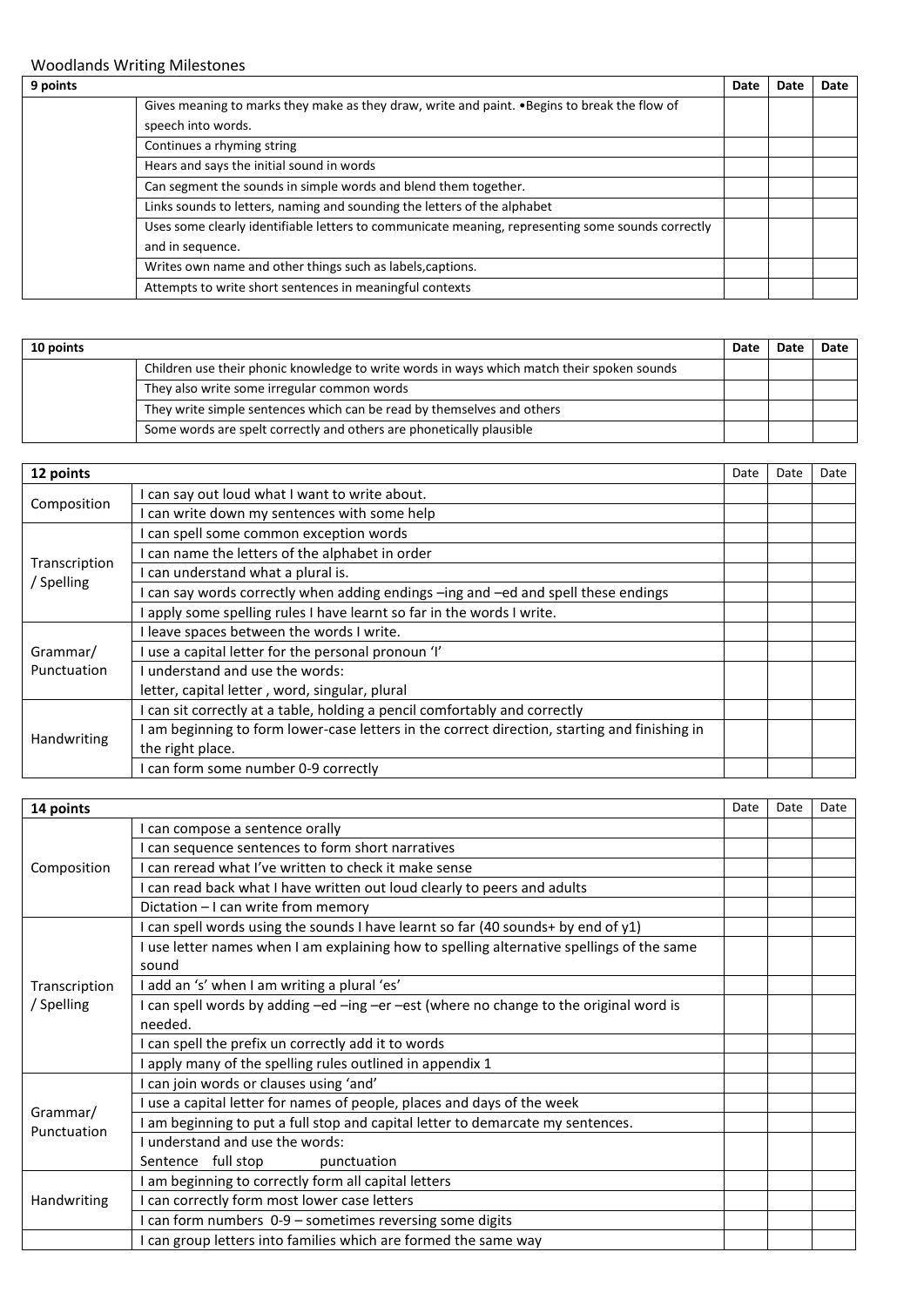Woodlands Writing Milestones

| 9 points | | Date | Date | Date |
|---|---|---|---|---|
| | Gives meaning to marks they make as they draw, write and paint. •Begins to break the flow of speech into words. | | | |
| | Continues a rhyming string | | | |
| | Hears and says the initial sound in words | | | |
| | Can segment the sounds in simple words and blend them together. | | | |
| | Links sounds to letters, naming and sounding the letters of the alphabet | | | |
| | Uses some clearly identifiable letters to communicate meaning, representing some sounds correctly and in sequence. | | | |
| | Writes own name and other things such as labels,captions. | | | |
| | Attempts to write short sentences in meaningful contexts | | | |

| 10 points | | Date | Date | Date |
|---|---|---|---|---|
| | Children use their phonic knowledge to write words in ways which match their spoken sounds | | | |
| | They also write some irregular common words | | | |
| | They write simple sentences which can be read by themselves and others | | | |
| | Some words are spelt correctly and others are phonetically plausible | | | |

| 12 points | | Date | Date | Date |
|---|---|---|---|---|
| Composition | I can say out loud what I want to write about. | | | |
| | I can write down my sentences with some help | | | |
| Transcription / Spelling | I can spell some common exception words | | | |
| | I can name the letters of the alphabet in order | | | |
| | I can understand what a plural is. | | | |
| | I can say words correctly when adding endings –ing and –ed and spell these endings | | | |
| | I apply some spelling rules I have learnt so far in the words I write. | | | |
| Grammar/ Punctuation | I leave spaces between the words I write. | | | |
| | I use a capital letter for the personal pronoun 'I' | | | |
| | I understand and use the words: letter, capital letter , word, singular, plural | | | |
| Handwriting | I can sit correctly at a table, holding a pencil comfortably and correctly | | | |
| | I am beginning to form lower-case letters in the correct direction, starting and finishing in the right place. | | | |
| | I can form some number 0-9 correctly | | | |

| 14 points | | Date | Date | Date |
|---|---|---|---|---|
| Composition | I can compose a sentence orally | | | |
| | I can sequence sentences to form short narratives | | | |
| | I can reread what I've written to check it make sense | | | |
| | I can read back what I have written out loud clearly to peers and adults | | | |
| | Dictation – I can write from memory | | | |
| Transcription / Spelling | I can spell words using the sounds I have learnt so far (40 sounds+ by end of y1) | | | |
| | I use letter names when I am explaining how to spelling alternative spellings of the same sound | | | |
| | I add an 's' when I am writing a plural 'es' | | | |
| | I can spell words by adding –ed –ing –er –est (where no change to the original word is needed. | | | |
| | I can spell the prefix un correctly add it to words | | | |
| | I apply many of the spelling rules outlined in appendix 1 | | | |
| Grammar/ Punctuation | I can join words or clauses using 'and' | | | |
| | I use a capital letter for names of people, places and days of the week | | | |
| | I am beginning to put a full stop and capital letter to demarcate my sentences. | | | |
| | I understand and use the words: Sentence full stop punctuation | | | |
| Handwriting | I am beginning to correctly form all capital letters | | | |
| | I can correctly form most lower case letters | | | |
| | I can form numbers 0-9 – sometimes reversing some digits | | | |
| | I can group letters into families which are formed the same way | | | |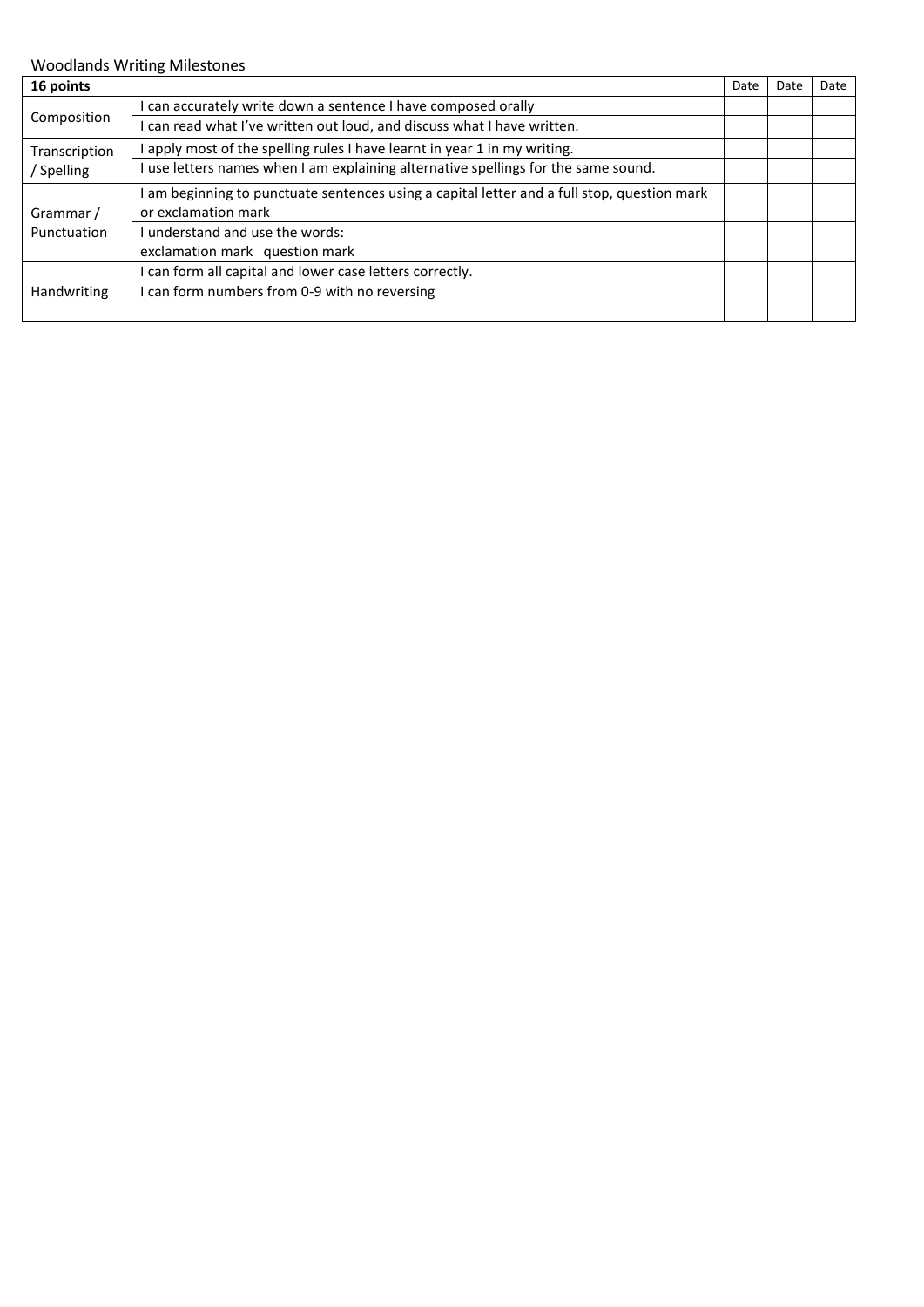Woodlands Writing Milestones

| 16 points | | Date | Date | Date |
|---|---|---|---|---|
| Composition | I can accurately write down a sentence I have composed orally | | | |
| | I can read what I've written out loud, and discuss what I have written. | | | |
| Transcription / Spelling | I apply most of the spelling rules I have learnt in year 1 in my writing. | | | |
| | I use letters names when I am explaining alternative spellings for the same sound. | | | |
| Grammar / Punctuation | I am beginning to punctuate sentences using a capital letter and a full stop, question mark or exclamation mark | | | |
| | I understand and use the words: exclamation mark question mark | | | |
| Handwriting | I can form all capital and lower case letters correctly. | | | |
| | I can form numbers from 0-9 with no reversing | | | |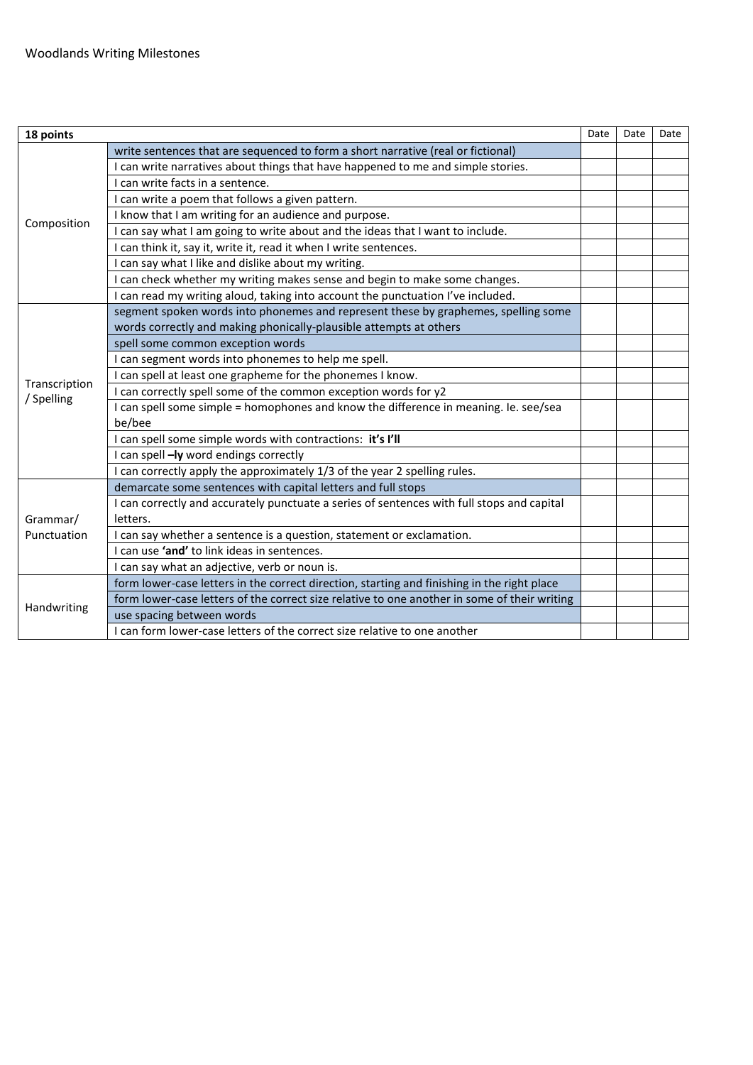Woodlands Writing Milestones

| 18 points | | Date | Date | Date |
|---|---|---|---|---|
| Composition | write sentences that are sequenced to form a short narrative (real or fictional) | | | |
| | I can write narratives about things that have happened to me and simple stories. | | | |
| | I can write facts in a sentence. | | | |
| | I can write a poem that follows a given pattern. | | | |
| | I know that I am writing for an audience and purpose. | | | |
| | I can say what I am going to write about and the ideas that I want to include. | | | |
| | I can think it, say it, write it, read it when I write sentences. | | | |
| | I can say what I like and dislike about my writing. | | | |
| | I can check whether my writing makes sense and begin to make some changes. | | | |
| | I can read my writing aloud, taking into account the punctuation I've included. | | | |
| Transcription / Spelling | segment spoken words into phonemes and represent these by graphemes, spelling some words correctly and making phonically-plausible attempts at others | | | |
| | spell some common exception words | | | |
| | I can segment words into phonemes to help me spell. | | | |
| | I can spell at least one grapheme for the phonemes I know. | | | |
| | I can correctly spell some of the common exception words for y2 | | | |
| | I can spell some simple = homophones and know the difference in meaning. Ie. see/sea be/bee | | | |
| | I can spell some simple words with contractions: **it's I'll** | | | |
| | I can spell **–ly** word endings correctly | | | |
| | I can correctly apply the approximately 1/3 of the year 2 spelling rules. | | | |
| Grammar/ Punctuation | demarcate some sentences with capital letters and full stops | | | |
| | I can correctly and accurately punctuate a series of sentences with full stops and capital letters. | | | |
| | I can say whether a sentence is a question, statement or exclamation. | | | |
| | I can use **'and'** to link ideas in sentences. | | | |
| | I can say what an adjective, verb or noun is. | | | |
| Handwriting | form lower-case letters in the correct direction, starting and finishing in the right place | | | |
| | form lower-case letters of the correct size relative to one another in some of their writing | | | |
| | use spacing between words | | | |
| | I can form lower-case letters of the correct size relative to one another | | | |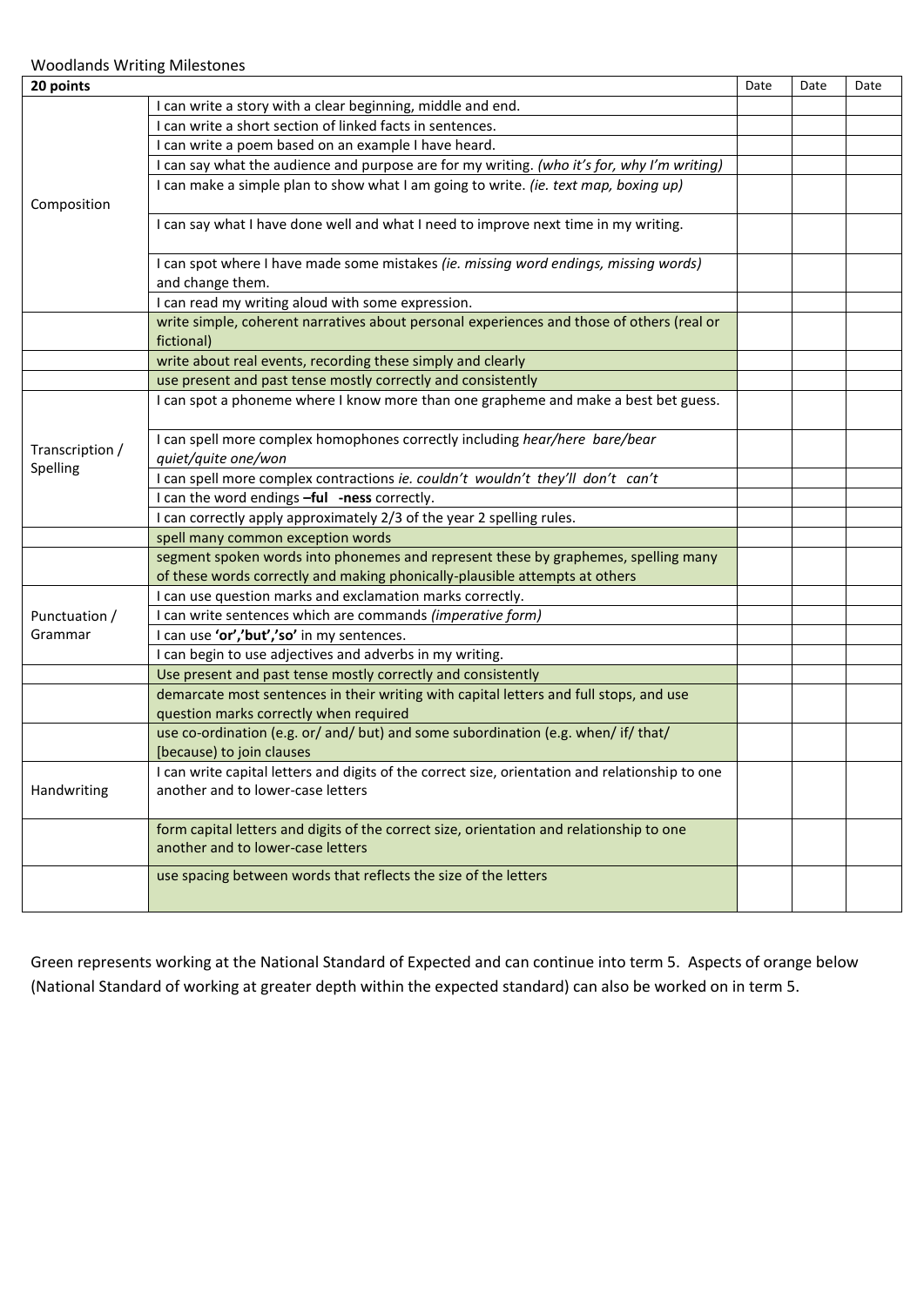Woodlands Writing Milestones

| 20 points | | Date | Date | Date |
|---|---|---|---|---|
| Composition | I can write a story with a clear beginning, middle and end. | | | |
| | I can write a short section of linked facts in sentences. | | | |
| | I can write a poem based on an example I have heard. | | | |
| | I can say what the audience and purpose are for my writing. *(who it's for, why I'm writing)* | | | |
| | I can make a simple plan to show what I am going to write. *(ie. text map, boxing up)* | | | |
| | I can say what I have done well and what I need to improve next time in my writing. | | | |
| | I can spot where I have made some mistakes *(ie. missing word endings, missing words)* and change them. | | | |
| | I can read my writing aloud with some expression. | | | |
| | write simple, coherent narratives about personal experiences and those of others (real or fictional) | | | |
| | write about real events, recording these simply and clearly | | | |
| | use present and past tense mostly correctly and consistently | | | |
| Transcription / Spelling | I can spot a phoneme where I know more than one grapheme and make a best bet guess. | | | |
| | I can spell more complex homophones correctly including *hear/here bare/bear quiet/quite one/won* | | | |
| | I can spell more complex contractions *ie. couldn't wouldn't they'll don't can't* | | | |
| | I can the word endings **–ful -ness** correctly. | | | |
| | I can correctly apply approximately 2/3 of the year 2 spelling rules. | | | |
| | spell many common exception words | | | |
| | segment spoken words into phonemes and represent these by graphemes, spelling many of these words correctly and making phonically-plausible attempts at others | | | |
| Punctuation / Grammar | I can use question marks and exclamation marks correctly. | | | |
| | I can write sentences which are commands *(imperative form)* | | | |
| | I can use **'or','but','so'** in my sentences. | | | |
| | I can begin to use adjectives and adverbs in my writing. | | | |
| | Use present and past tense mostly correctly and consistently | | | |
| | demarcate most sentences in their writing with capital letters and full stops, and use question marks correctly when required | | | |
| | use co-ordination (e.g. or/ and/ but) and some subordination (e.g. when/ if/ that/ [because) to join clauses | | | |
| Handwriting | I can write capital letters and digits of the correct size, orientation and relationship to one another and to lower-case letters | | | |
| | form capital letters and digits of the correct size, orientation and relationship to one another and to lower-case letters | | | |
| | use spacing between words that reflects the size of the letters | | | |

Green represents working at the National Standard of Expected and can continue into term 5. Aspects of orange below (National Standard of working at greater depth within the expected standard) can also be worked on in term 5.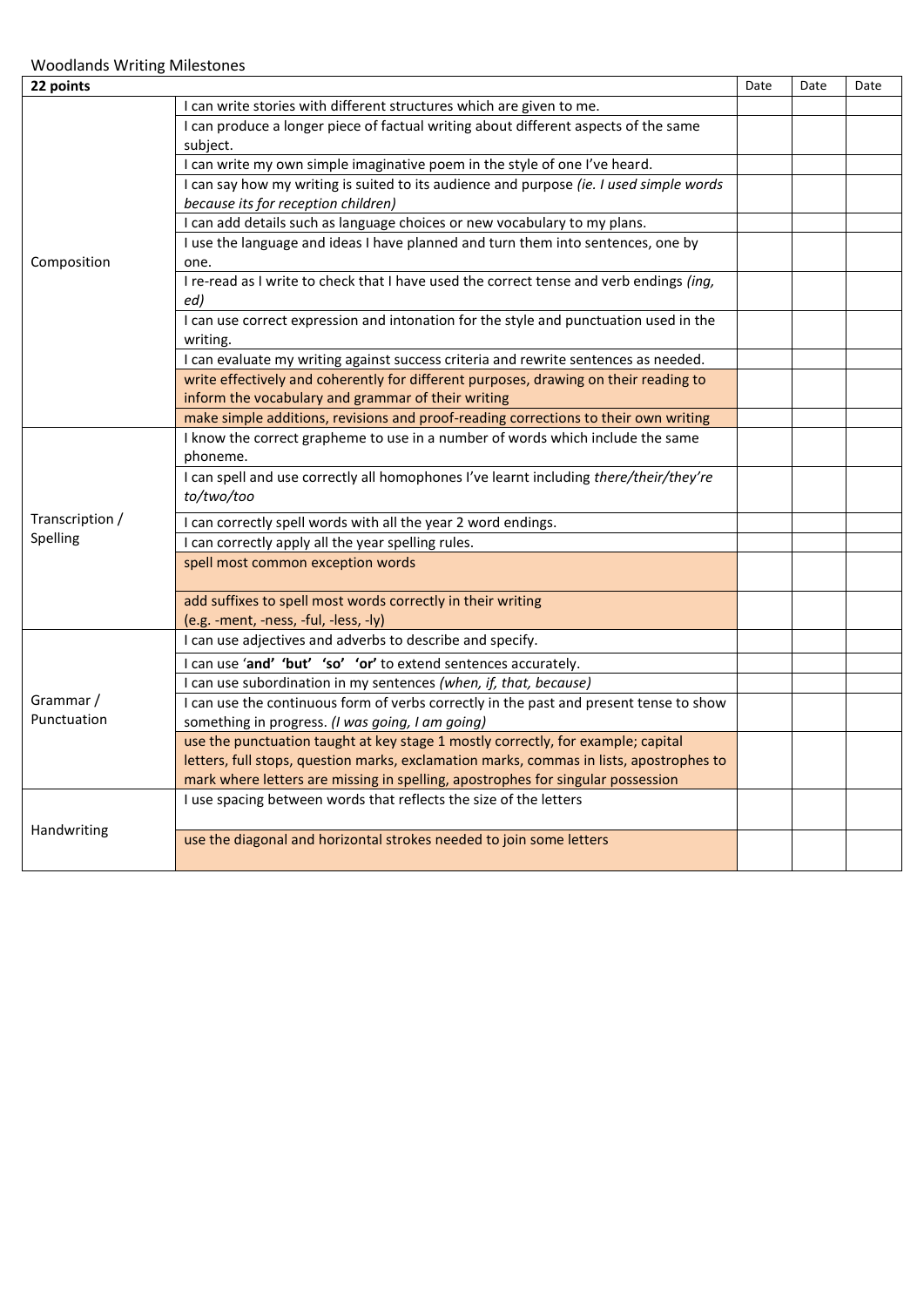Woodlands Writing Milestones

| 22 points | | Date | Date | Date |
|---|---|---|---|---|
| Composition | I can write stories with different structures which are given to me. | | | |
| | I can produce a longer piece of factual writing about different aspects of the same subject. | | | |
| | I can write my own simple imaginative poem in the style of one I've heard. | | | |
| | I can say how my writing is suited to its audience and purpose *(ie. I used simple words because its for reception children)* | | | |
| | I can add details such as language choices or new vocabulary to my plans. | | | |
| | I use the language and ideas I have planned and turn them into sentences, one by one. | | | |
| | I re-read as I write to check that I have used the correct tense and verb endings *(ing, ed)* | | | |
| | I can use correct expression and intonation for the style and punctuation used in the writing. | | | |
| | I can evaluate my writing against success criteria and rewrite sentences as needed. | | | |
| | write effectively and coherently for different purposes, drawing on their reading to inform the vocabulary and grammar of their writing | | | |
| | make simple additions, revisions and proof-reading corrections to their own writing | | | |
| Transcription / Spelling | I know the correct grapheme to use in a number of words which include the same phoneme. | | | |
| | I can spell and use correctly all homophones I've learnt including *there/their/they're to/two/too* | | | |
| | I can correctly spell words with all the year 2 word endings. | | | |
| | I can correctly apply all the year spelling rules. | | | |
| | spell most common exception words | | | |
| | add suffixes to spell most words correctly in their writing (e.g. -ment, -ness, -ful, -less, -ly) | | | |
| Grammar / Punctuation | I can use adjectives and adverbs to describe and specify. | | | |
| | I can use '**and' 'but' 'so' 'or'** to extend sentences accurately. | | | |
| | I can use subordination in my sentences *(when, if, that, because)* | | | |
| | I can use the continuous form of verbs correctly in the past and present tense to show something in progress. *(I was going, I am going)* | | | |
| | use the punctuation taught at key stage 1 mostly correctly, for example; capital letters, full stops, question marks, exclamation marks, commas in lists, apostrophes to mark where letters are missing in spelling, apostrophes for singular possession | | | |
| Handwriting | I use spacing between words that reflects the size of the letters | | | |
| | use the diagonal and horizontal strokes needed to join some letters | | | |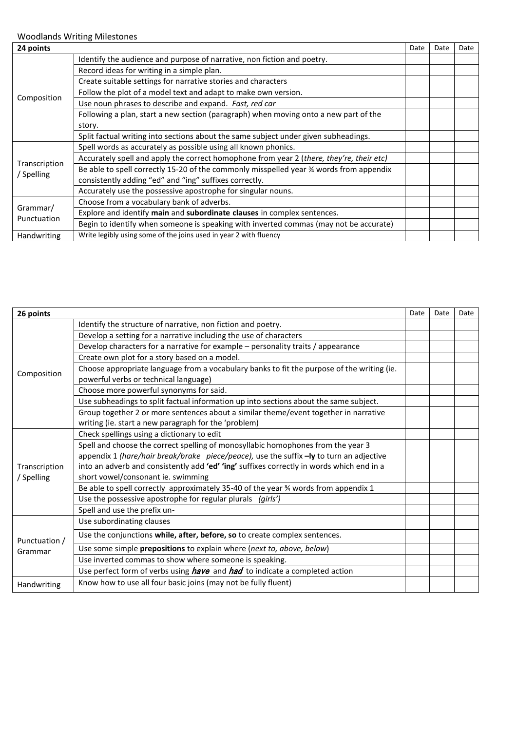Woodlands Writing Milestones

| 24 points | | Date | Date | Date |
|---|---|---|---|---|
| Composition | Identify the audience and purpose of narrative, non fiction and poetry. | | | |
| | Record ideas for writing in a simple plan. | | | |
| | Create suitable settings for narrative stories and characters | | | |
| | Follow the plot of a model text and adapt to make own version. | | | |
| | Use noun phrases to describe and expand. *Fast, red car* | | | |
| | Following a plan, start a new section (paragraph) when moving onto a new part of the story. | | | |
| | Split factual writing into sections about the same subject under given subheadings. | | | |
| Transcription / Spelling | Spell words as accurately as possible using all known phonics. | | | |
| | Accurately spell and apply the correct homophone from year 2 (*there, they're, their etc)* | | | |
| | Be able to spell correctly 15-20 of the commonly misspelled year ¾ words from appendix consistently adding "ed" and "ing" suffixes correctly. | | | |
| | Accurately use the possessive apostrophe for singular nouns. | | | |
| Grammar/ Punctuation | Choose from a vocabulary bank of adverbs. | | | |
| | Explore and identify **main** and **subordinate clauses** in complex sentences. | | | |
| | Begin to identify when someone is speaking with inverted commas (may not be accurate) | | | |
| Handwriting | Write legibly using some of the joins used in year 2 with fluency | | | |

| 26 points | | Date | Date | Date |
|---|---|---|---|---|
| Composition | Identify the structure of narrative, non fiction and poetry. | | | |
| | Develop a setting for a narrative including the use of characters | | | |
| | Develop characters for a narrative for example – personality traits / appearance | | | |
| | Create own plot for a story based on a model. | | | |
| | Choose appropriate language from a vocabulary banks to fit the purpose of the writing (ie. powerful verbs or technical language) | | | |
| | Choose more powerful synonyms for said. | | | |
| | Use subheadings to split factual information up into sections about the same subject. | | | |
| | Group together 2 or more sentences about a similar theme/event together in narrative writing (ie. start a new paragraph for the 'problem) | | | |
| Transcription / Spelling | Check spellings using a dictionary to edit | | | |
| | Spell and choose the correct spelling of monosyllabic homophones from the year 3 appendix 1 *(hare/hair break/brake piece/peace),* use the suffix **–ly** to turn an adjective into an adverb and consistently add **'ed' 'ing'** suffixes correctly in words which end in a short vowel/consonant ie. swimming | | | |
| | Be able to spell correctly approximately 35-40 of the year ¾ words from appendix 1 | | | |
| | Use the possessive apostrophe for regular plurals *(girls')* | | | |
| | Spell and use the prefix un- | | | |
| Punctuation / Grammar | Use subordinating clauses | | | |
| | Use the conjunctions **while, after, before, so** to create complex sentences. | | | |
| | Use some simple **prepositions** to explain where (*next to, above, below*) | | | |
| | Use inverted commas to show where someone is speaking. | | | |
| | Use perfect form of verbs using ***have*** and ***had*** to indicate a completed action | | | |
| Handwriting | Know how to use all four basic joins (may not be fully fluent) | | | |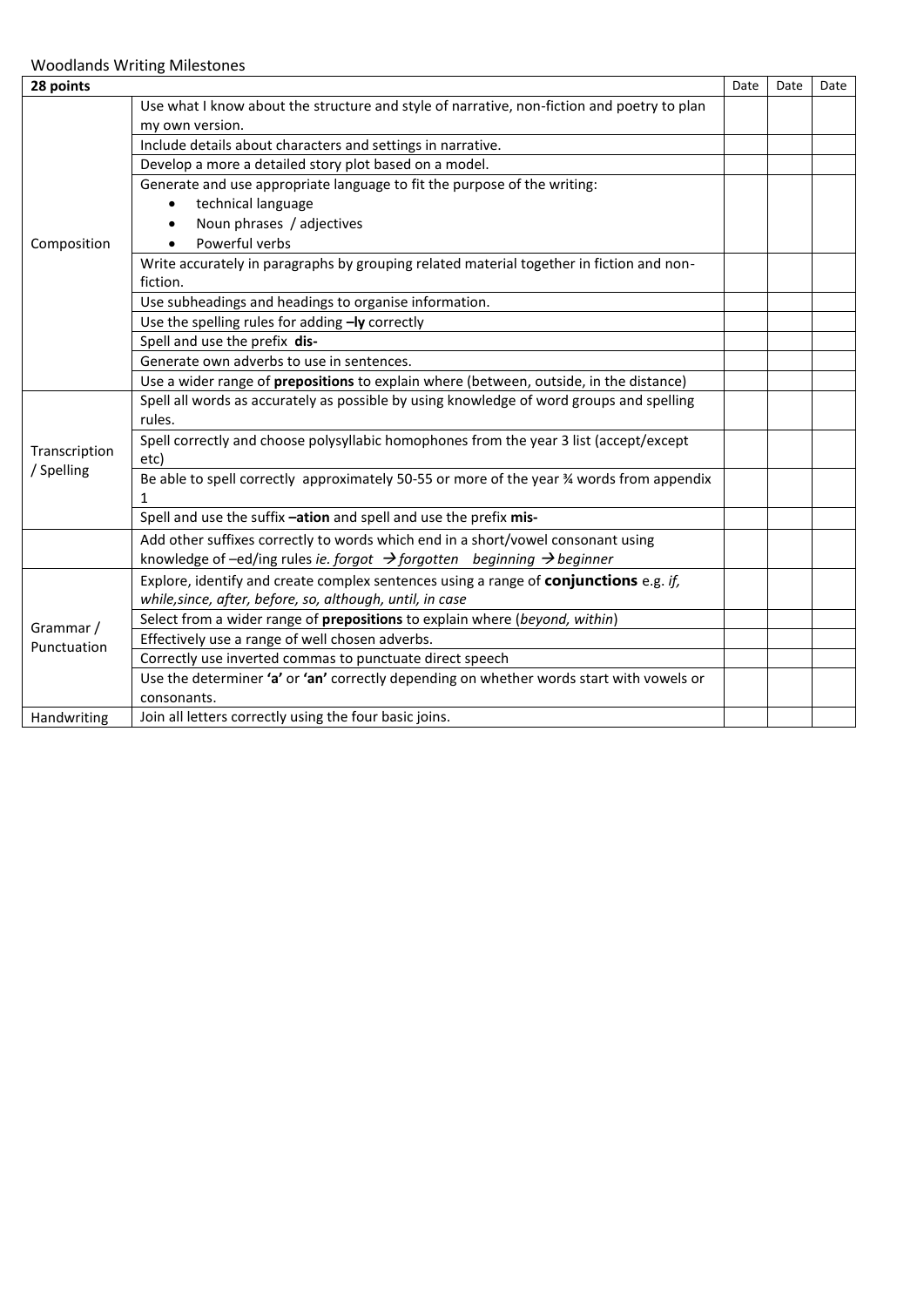Woodlands Writing Milestones

| 28 points | | Date | Date | Date |
|---|---|---|---|---|
| Composition | Use what I know about the structure and style of narrative, non-fiction and poetry to plan my own version. | | | |
| | Include details about characters and settings in narrative. | | | |
| | Develop a more a detailed story plot based on a model. | | | |
| | Generate and use appropriate language to fit the purpose of the writing:<br>• technical language<br>• Noun phrases / adjectives<br>• Powerful verbs | | | |
| | Write accurately in paragraphs by grouping related material together in fiction and non-fiction. | | | |
| | Use subheadings and headings to organise information. | | | |
| | Use the spelling rules for adding **–ly** correctly | | | |
| | Spell and use the prefix **dis-** | | | |
| | Generate own adverbs to use in sentences. | | | |
| | Use a wider range of **prepositions** to explain where (between, outside, in the distance) | | | |
| Transcription / Spelling | Spell all words as accurately as possible by using knowledge of word groups and spelling rules. | | | |
| | Spell correctly and choose polysyllabic homophones from the year 3 list (accept/except etc) | | | |
| | Be able to spell correctly approximately 50-55 or more of the year ¾ words from appendix 1 | | | |
| | Spell and use the suffix **–ation** and spell and use the prefix **mis-** | | | |
| | Add other suffixes correctly to words which end in a short/vowel consonant using knowledge of –ed/ing rules *ie. forgot → forgotten beginning → beginner* | | | |
| Grammar / Punctuation | Explore, identify and create complex sentences using a range of **conjunctions** e.g. *if, while,since, after, before, so, although, until, in case* | | | |
| | Select from a wider range of **prepositions** to explain where (*beyond, within*) | | | |
| | Effectively use a range of well chosen adverbs. | | | |
| | Correctly use inverted commas to punctuate direct speech | | | |
| | Use the determiner **'a'** or **'an'** correctly depending on whether words start with vowels or consonants. | | | |
| Handwriting | Join all letters correctly using the four basic joins. | | | |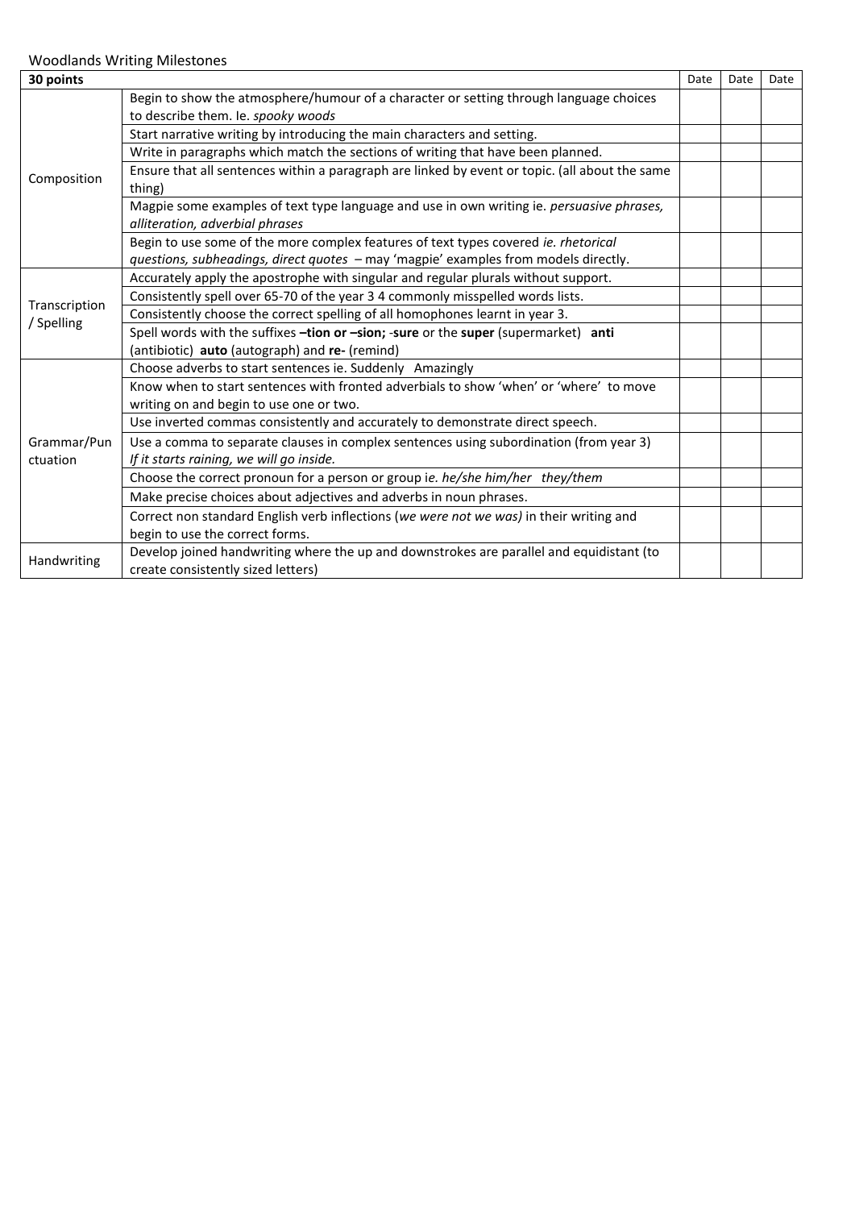Woodlands Writing Milestones

| 30 points | | Date | Date | Date |
|---|---|---|---|---|
| Composition | Begin to show the atmosphere/humour of a character or setting through language choices to describe them. Ie. *spooky woods* | | | |
| | Start narrative writing by introducing the main characters and setting. | | | |
| | Write in paragraphs which match the sections of writing that have been planned. | | | |
| | Ensure that all sentences within a paragraph are linked by event or topic. (all about the same thing) | | | |
| | Magpie some examples of text type language and use in own writing ie. *persuasive phrases, alliteration, adverbial phrases* | | | |
| | Begin to use some of the more complex features of text types covered *ie. rhetorical questions, subheadings, direct quotes* – may 'magpie' examples from models directly. | | | |
| Transcription / Spelling | Accurately apply the apostrophe with singular and regular plurals without support. | | | |
| | Consistently spell over 65-70 of the year 3 4 commonly misspelled words lists. | | | |
| | Consistently choose the correct spelling of all homophones learnt in year 3. | | | |
| | Spell words with the suffixes **–tion or –sion;** -**sure** or the **super** (supermarket) **anti** (antibiotic) **auto** (autograph) and **re-** (remind) | | | |
| Grammar/Punctuation | Choose adverbs to start sentences ie. Suddenly Amazingly | | | |
| | Know when to start sentences with fronted adverbials to show 'when' or 'where' to move writing on and begin to use one or two. | | | |
| | Use inverted commas consistently and accurately to demonstrate direct speech. | | | |
| | Use a comma to separate clauses in complex sentences using subordination (from year 3) *If it starts raining, we will go inside.* | | | |
| | Choose the correct pronoun for a person or group i*e. he/she him/her they/them* | | | |
| | Make precise choices about adjectives and adverbs in noun phrases. | | | |
| | Correct non standard English verb inflections (*we were not we was)* in their writing and begin to use the correct forms. | | | |
| Handwriting | Develop joined handwriting where the up and downstrokes are parallel and equidistant (to create consistently sized letters) | | | |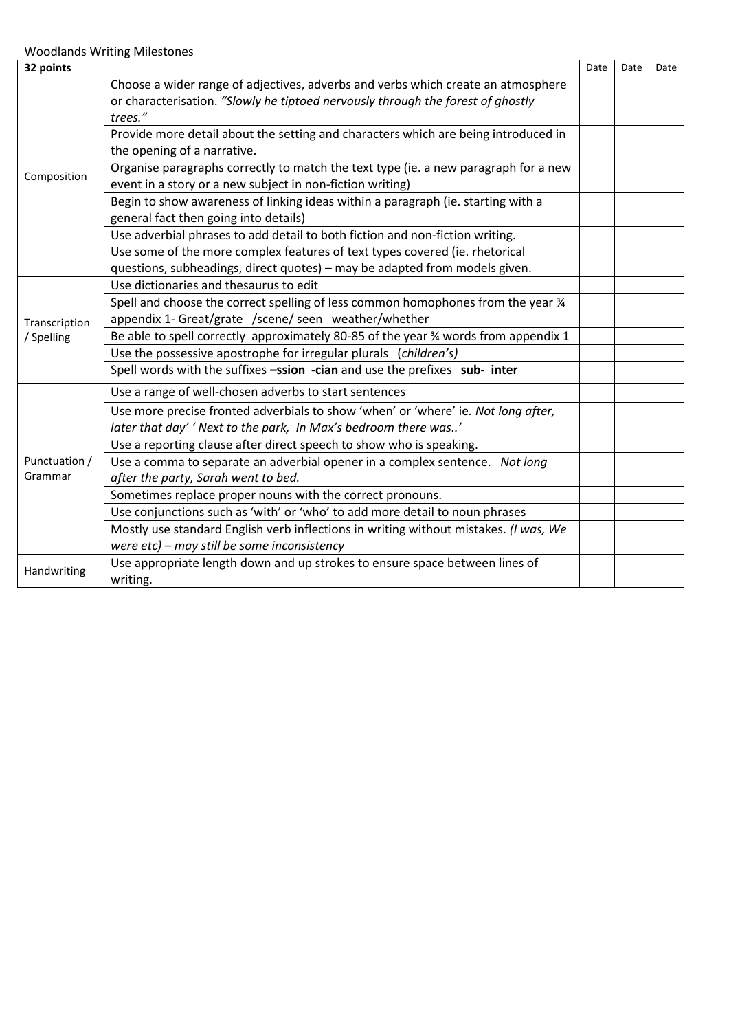Woodlands Writing Milestones

| 32 points | | Date | Date | Date |
|---|---|---|---|---|
| Composition | Choose a wider range of adjectives, adverbs and verbs which create an atmosphere or characterisation. *"Slowly he tiptoed nervously through the forest of ghostly trees."* | | | |
| | Provide more detail about the setting and characters which are being introduced in the opening of a narrative. | | | |
| | Organise paragraphs correctly to match the text type (ie. a new paragraph for a new event in a story or a new subject in non-fiction writing) | | | |
| | Begin to show awareness of linking ideas within a paragraph (ie. starting with a general fact then going into details) | | | |
| | Use adverbial phrases to add detail to both fiction and non-fiction writing. | | | |
| | Use some of the more complex features of text types covered (ie. rhetorical questions, subheadings, direct quotes) – may be adapted from models given. | | | |
| Transcription / Spelling | Use dictionaries and thesaurus to edit | | | |
| | Spell and choose the correct spelling of less common homophones from the year ¾ appendix 1- Great/grate /scene/ seen weather/whether | | | |
| | Be able to spell correctly approximately 80-85 of the year ¾ words from appendix 1 | | | |
| | Use the possessive apostrophe for irregular plurals (*children's)* | | | |
| | Spell words with the suffixes **–ssion -cian** and use the prefixes **sub- inter** | | | |
| Punctuation / Grammar | Use a range of well-chosen adverbs to start sentences | | | |
| | Use more precise fronted adverbials to show 'when' or 'where' ie. *Not long after, later that day' ' Next to the park, In Max's bedroom there was..'* | | | |
| | Use a reporting clause after direct speech to show who is speaking. | | | |
| | Use a comma to separate an adverbial opener in a complex sentence. *Not long after the party, Sarah went to bed.* | | | |
| | Sometimes replace proper nouns with the correct pronouns. | | | |
| | Use conjunctions such as 'with' or 'who' to add more detail to noun phrases | | | |
| | Mostly use standard English verb inflections in writing without mistakes. *(I was, We were etc) – may still be some inconsistency* | | | |
| Handwriting | Use appropriate length down and up strokes to ensure space between lines of writing. | | | |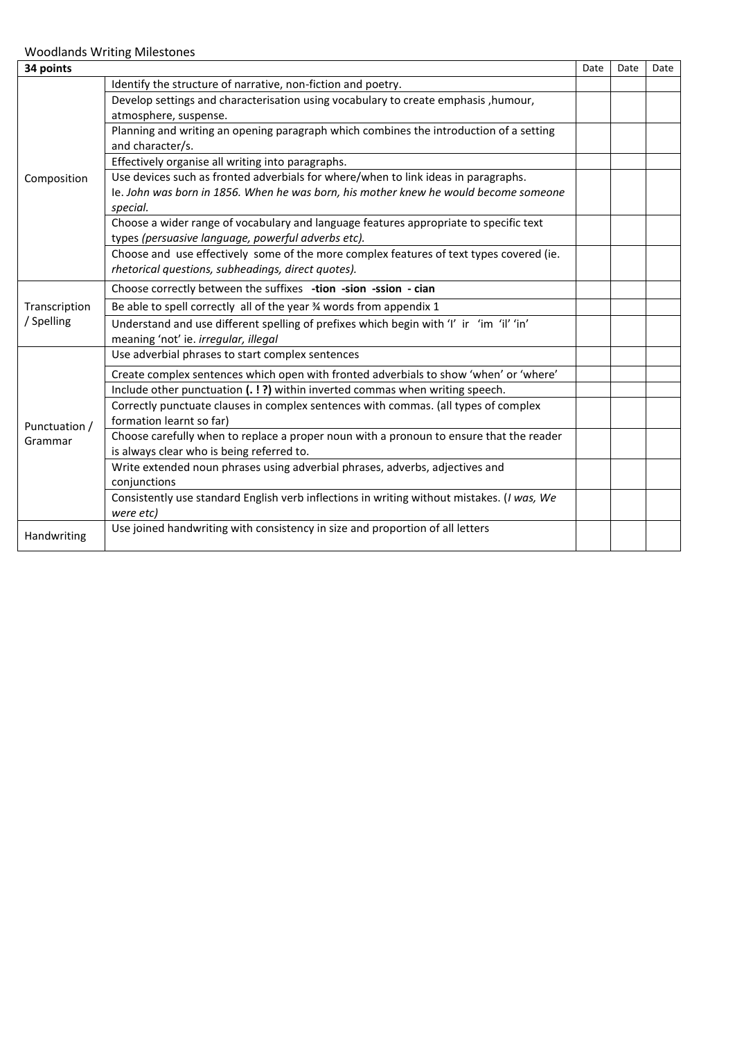Woodlands Writing Milestones

| 34 points | | Date | Date | Date |
|---|---|---|---|---|
| Composition | Identify the structure of narrative, non-fiction and poetry. | | | |
| | Develop settings and characterisation using vocabulary to create emphasis ,humour, atmosphere, suspense. | | | |
| | Planning and writing an opening paragraph which combines the introduction of a setting and character/s. | | | |
| | Effectively organise all writing into paragraphs. | | | |
| | Use devices such as fronted adverbials for where/when to link ideas in paragraphs. Ie. *John was born in 1856. When he was born, his mother knew he would become someone special.* | | | |
| | Choose a wider range of vocabulary and language features appropriate to specific text types *(persuasive language, powerful adverbs etc).* | | | |
| | Choose and use effectively some of the more complex features of text types covered (ie. *rhetorical questions, subheadings, direct quotes).* | | | |
| Transcription / Spelling | Choose correctly between the suffixes **-tion -sion -ssion - cian** | | | |
| | Be able to spell correctly all of the year ¾ words from appendix 1 | | | |
| | Understand and use different spelling of prefixes which begin with 'I' ir 'im 'il' 'in' meaning 'not' ie. *irregular, illegal* | | | |
| Punctuation / Grammar | Use adverbial phrases to start complex sentences | | | |
| | Create complex sentences which open with fronted adverbials to show 'when' or 'where' | | | |
| | Include other punctuation **(. ! ?)** within inverted commas when writing speech. | | | |
| | Correctly punctuate clauses in complex sentences with commas. (all types of complex formation learnt so far) | | | |
| | Choose carefully when to replace a proper noun with a pronoun to ensure that the reader is always clear who is being referred to. | | | |
| | Write extended noun phrases using adverbial phrases, adverbs, adjectives and conjunctions | | | |
| | Consistently use standard English verb inflections in writing without mistakes. (*I was, We were etc)* | | | |
| Handwriting | Use joined handwriting with consistency in size and proportion of all letters | | | |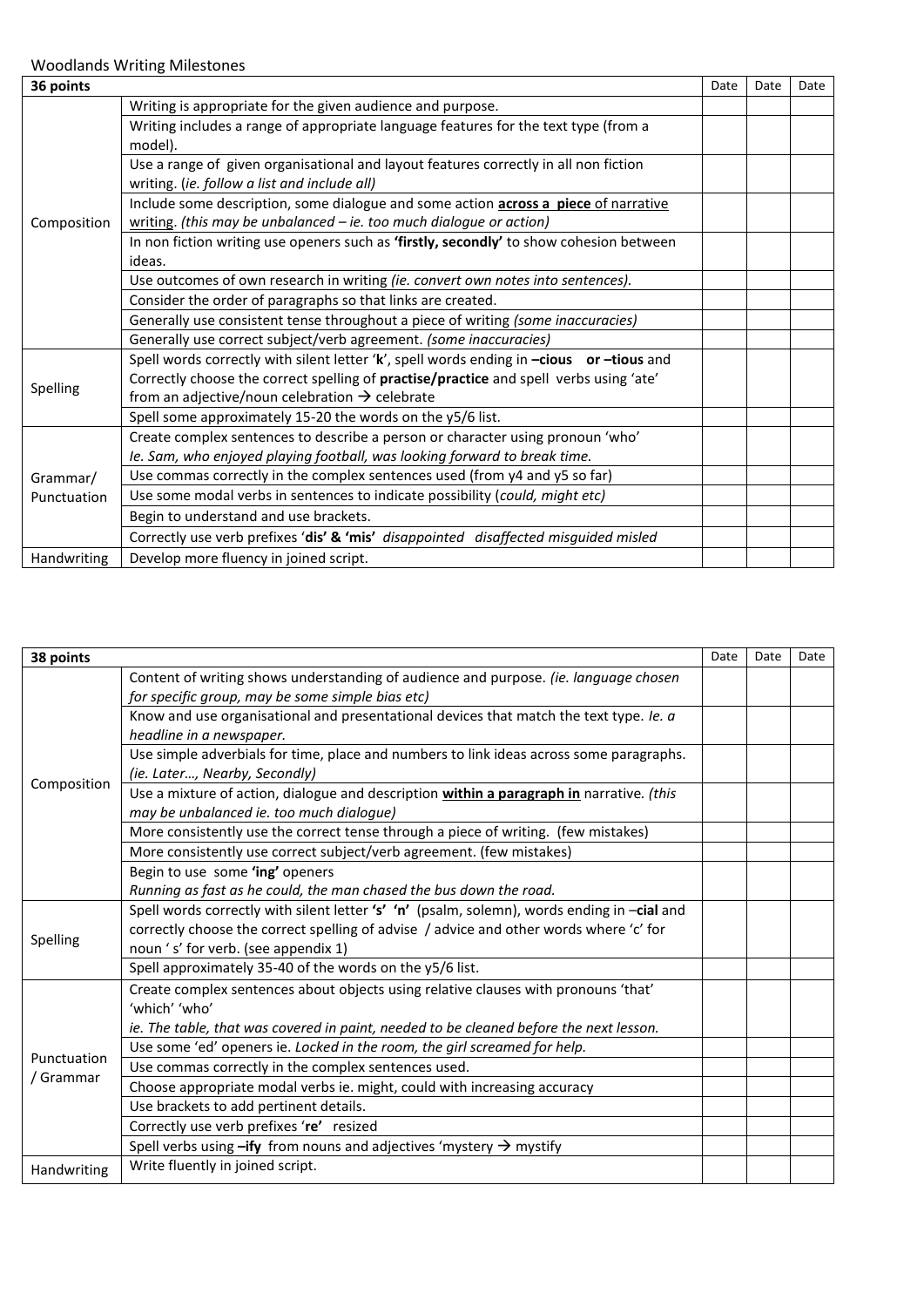Woodlands Writing Milestones

| 36 points | | Date | Date | Date |
|---|---|---|---|---|
| Composition | Writing is appropriate for the given audience and purpose. | | | |
| | Writing includes a range of appropriate language features for the text type (from a model). | | | |
| | Use a range of given organisational and layout features correctly in all non fiction writing. (*ie. follow a list and include all)* | | | |
| | Include some description, some dialogue and some action **<u>across a piece</u>** <u>of narrative writing</u>. *(this may be unbalanced – ie. too much dialogue or action)* | | | |
| | In non fiction writing use openers such as **'firstly, secondly'** to show cohesion between ideas. | | | |
| | Use outcomes of own research in writing *(ie. convert own notes into sentences).* | | | |
| | Consider the order of paragraphs so that links are created. | | | |
| | Generally use consistent tense throughout a piece of writing *(some inaccuracies)* | | | |
| | Generally use correct subject/verb agreement. *(some inaccuracies)* | | | |
| Spelling | Spell words correctly with silent letter '**k**', spell words ending in **–cious** or **–tious** and Correctly choose the correct spelling of **practise/practice** and spell verbs using 'ate' from an adjective/noun celebration → celebrate | | | |
| | Spell some approximately 15-20 the words on the y5/6 list. | | | |
| Grammar/ Punctuation | Create complex sentences to describe a person or character using pronoun 'who' *Ie. Sam, who enjoyed playing football, was looking forward to break time.* | | | |
| | Use commas correctly in the complex sentences used (from y4 and y5 so far) | | | |
| | Use some modal verbs in sentences to indicate possibility (*could, might etc)* | | | |
| | Begin to understand and use brackets. | | | |
| | Correctly use verb prefixes '**dis' & 'mis'** *disappointed disaffected misguided misled* | | | |
| Handwriting | Develop more fluency in joined script. | | | |

| 38 points | | Date | Date | Date |
|---|---|---|---|---|
| Composition | Content of writing shows understanding of audience and purpose. *(ie. language chosen for specific group, may be some simple bias etc)* | | | |
| | Know and use organisational and presentational devices that match the text type. *Ie. a headline in a newspaper.* | | | |
| | Use simple adverbials for time, place and numbers to link ideas across some paragraphs. *(ie. Later…, Nearby, Secondly)* | | | |
| | Use a mixture of action, dialogue and description **<u>within a paragraph in</u>** narrative*. (this may be unbalanced ie. too much dialogue)* | | | |
| | More consistently use the correct tense through a piece of writing. (few mistakes) | | | |
| | More consistently use correct subject/verb agreement. (few mistakes) | | | |
| | Begin to use some **'ing'** openers *Running as fast as he could, the man chased the bus down the road.* | | | |
| Spelling | Spell words correctly with silent letter **'s' 'n'** (psalm, solemn), words ending in –**cial** and correctly choose the correct spelling of advise / advice and other words where 'c' for noun ' s' for verb. (see appendix 1) | | | |
| | Spell approximately 35-40 of the words on the y5/6 list. | | | |
| Punctuation / Grammar | Create complex sentences about objects using relative clauses with pronouns 'that' 'which' 'who' *ie. The table, that was covered in paint, needed to be cleaned before the next lesson.* | | | |
| | Use some 'ed' openers ie. *Locked in the room, the girl screamed for help.* | | | |
| | Use commas correctly in the complex sentences used. | | | |
| | Choose appropriate modal verbs ie. might, could with increasing accuracy | | | |
| | Use brackets to add pertinent details. | | | |
| | Correctly use verb prefixes '**re'** resized | | | |
| | Spell verbs using **–ify** from nouns and adjectives 'mystery → mystify | | | |
| Handwriting | Write fluently in joined script. | | | |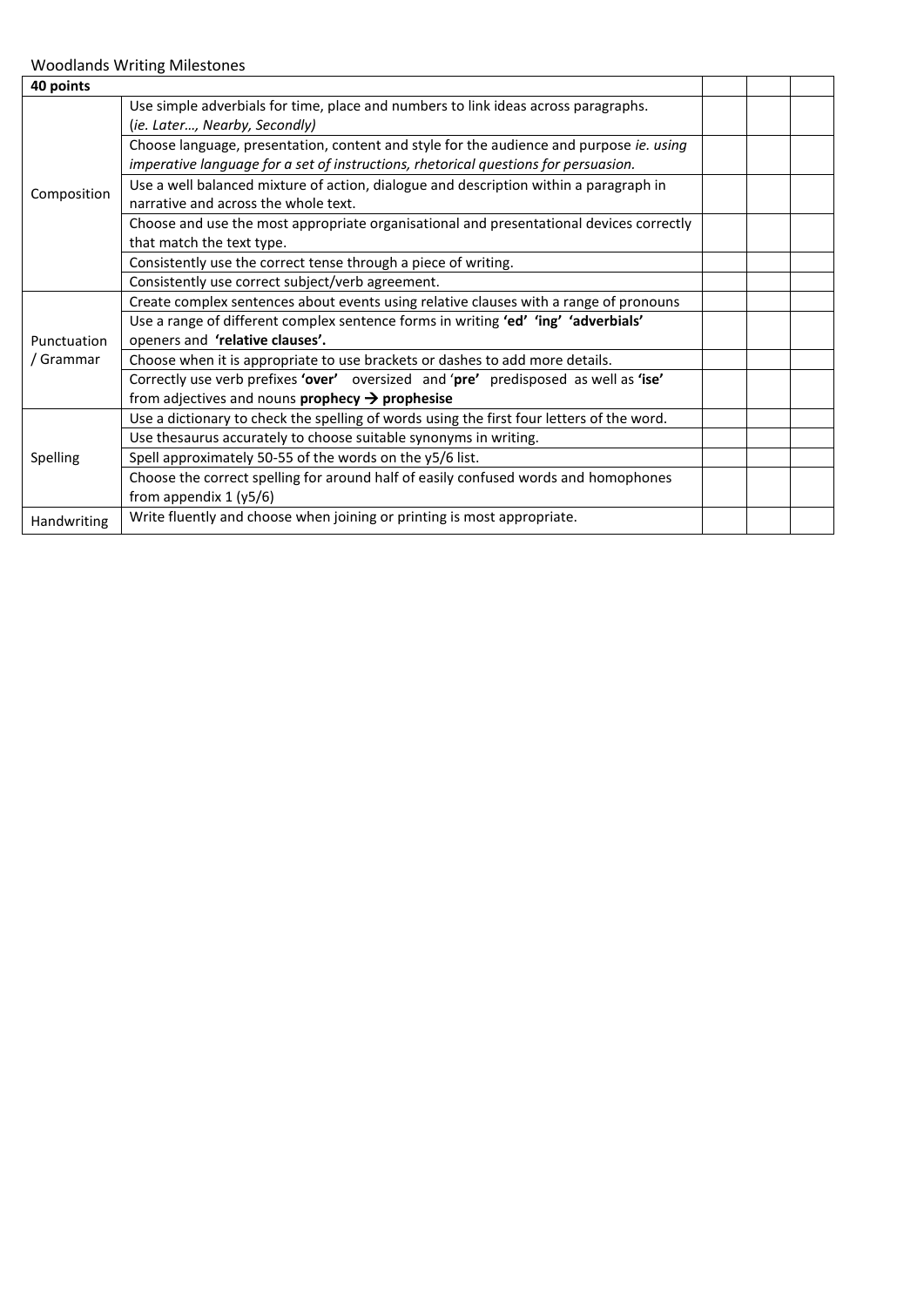Woodlands Writing Milestones

| **40 points** | | | | |
|---|---|---|---|---|
| Composition | Use simple adverbials for time, place and numbers to link ideas across paragraphs. (*ie. Later…, Nearby, Secondly)* | | | |
| | Choose language, presentation, content and style for the audience and purpose *ie. using imperative language for a set of instructions, rhetorical questions for persuasion.* | | | |
| | Use a well balanced mixture of action, dialogue and description within a paragraph in narrative and across the whole text. | | | |
| | Choose and use the most appropriate organisational and presentational devices correctly that match the text type. | | | |
| | Consistently use the correct tense through a piece of writing. | | | |
| | Consistently use correct subject/verb agreement. | | | |
| Punctuation / Grammar | Create complex sentences about events using relative clauses with a range of pronouns | | | |
| | Use a range of different complex sentence forms in writing **'ed' 'ing' 'adverbials'** openers and **'relative clauses'.** | | | |
| | Choose when it is appropriate to use brackets or dashes to add more details. | | | |
| | Correctly use verb prefixes **'over'** oversized and '**pre'** predisposed as well as **'ise'** from adjectives and nouns **prophecy → prophesise** | | | |
| Spelling | Use a dictionary to check the spelling of words using the first four letters of the word. | | | |
| | Use thesaurus accurately to choose suitable synonyms in writing. | | | |
| | Spell approximately 50-55 of the words on the y5/6 list. | | | |
| | Choose the correct spelling for around half of easily confused words and homophones from appendix 1 (y5/6) | | | |
| Handwriting | Write fluently and choose when joining or printing is most appropriate. | | | |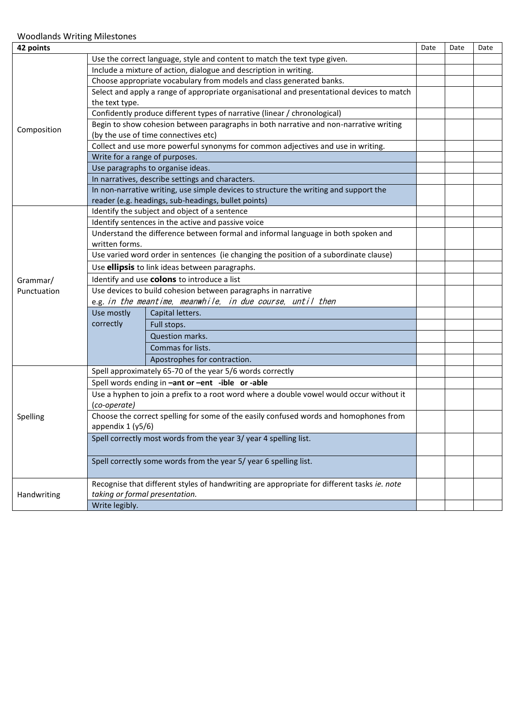Woodlands Writing Milestones

| 42 points | | | Date | Date | Date |
|---|---|---|---|---|---|
| Composition | Use the correct language, style and content to match the text type given. | | | | |
| | Include a mixture of action, dialogue and description in writing. | | | | |
| | Choose appropriate vocabulary from models and class generated banks. | | | | |
| | Select and apply a range of appropriate organisational and presentational devices to match the text type. | | | | |
| | Confidently produce different types of narrative (linear / chronological) | | | | |
| | Begin to show cohesion between paragraphs in both narrative and non-narrative writing (by the use of time connectives etc) | | | | |
| | Collect and use more powerful synonyms for common adjectives and use in writing. | | | | |
| | Write for a range of purposes. | | | | |
| | Use paragraphs to organise ideas. | | | | |
| | In narratives, describe settings and characters. | | | | |
| | In non-narrative writing, use simple devices to structure the writing and support the reader (e.g. headings, sub-headings, bullet points) | | | | |
| Grammar/ Punctuation | Identify the subject and object of a sentence | | | | |
| | Identify sentences in the active and passive voice | | | | |
| | Understand the difference between formal and informal language in both spoken and written forms. | | | | |
| | Use varied word order in sentences (ie changing the position of a subordinate clause) | | | | |
| | Use **ellipsis** to link ideas between paragraphs. | | | | |
| | Identify and use **colons** to introduce a list | | | | |
| | Use devices to build cohesion between paragraphs in narrative e.g. *in the meantime, meanwhile, in due course, until then* | | | | |
| | Use mostly correctly | Capital letters. | | | |
| | | Full stops. | | | |
| | | Question marks. | | | |
| | | Commas for lists. | | | |
| | | Apostrophes for contraction. | | | |
| Spelling | Spell approximately 65-70 of the year 5/6 words correctly | | | | |
| | Spell words ending in **–ant or –ent -ible or -able** | | | | |
| | Use a hyphen to join a prefix to a root word where a double vowel would occur without it (*co-operate)* | | | | |
| | Choose the correct spelling for some of the easily confused words and homophones from appendix 1 (y5/6) | | | | |
| | Spell correctly most words from the year 3/ year 4 spelling list. | | | | |
| | Spell correctly some words from the year 5/ year 6 spelling list. | | | | |
| Handwriting | Recognise that different styles of handwriting are appropriate for different tasks *ie. note taking or formal presentation.* | | | | |
| | Write legibly. | | | | |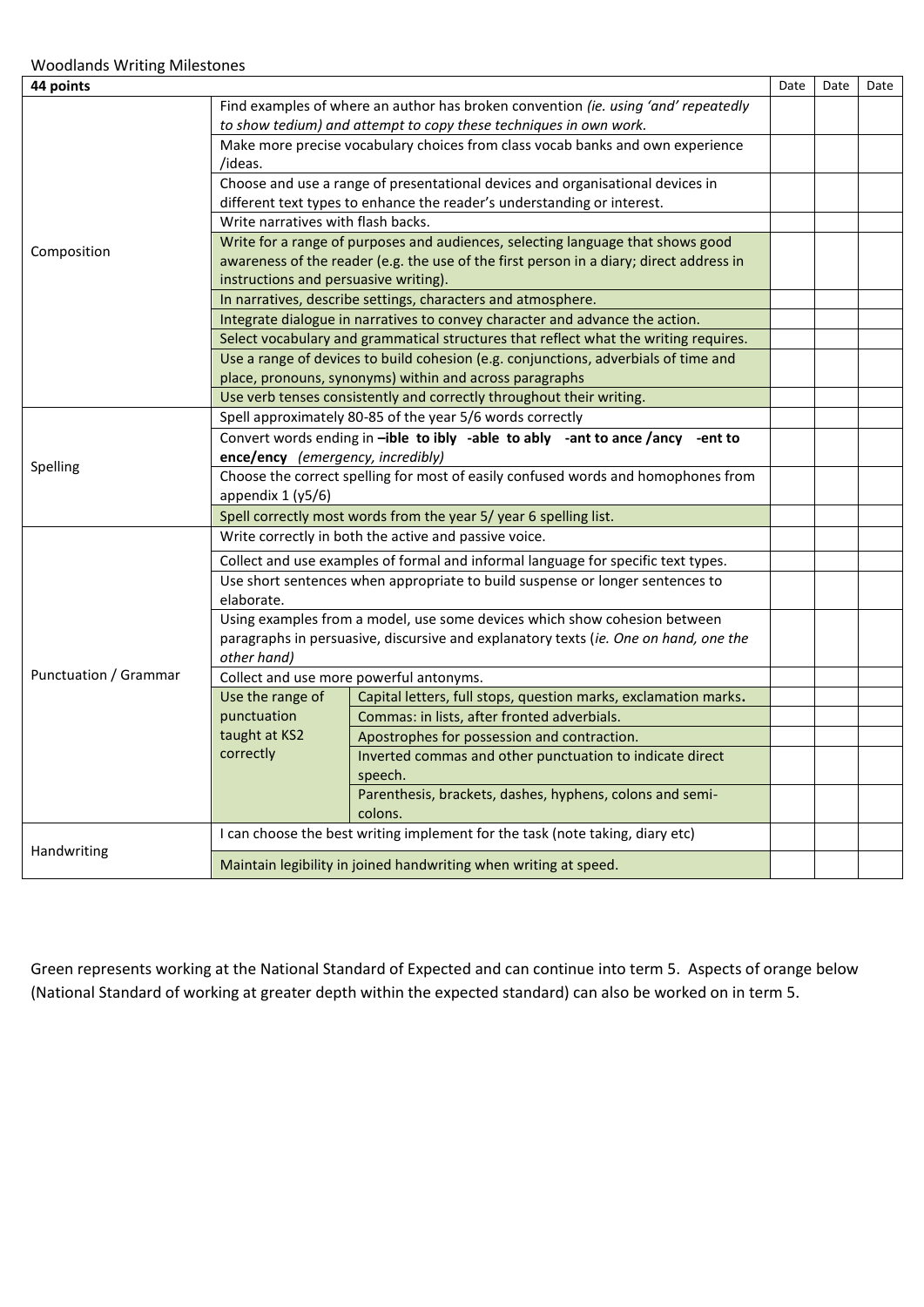Woodlands Writing Milestones

| 44 points | | | Date | Date | Date |
|---|---|---|---|---|---|
| Composition | Find examples of where an author has broken convention *(ie. using 'and' repeatedly to show tedium) and attempt to copy these techniques in own work.* | | | | |
| | Make more precise vocabulary choices from class vocab banks and own experience /ideas. | | | | |
| | Choose and use a range of presentational devices and organisational devices in different text types to enhance the reader's understanding or interest. | | | | |
| | Write narratives with flash backs. | | | | |
| | Write for a range of purposes and audiences, selecting language that shows good awareness of the reader (e.g. the use of the first person in a diary; direct address in instructions and persuasive writing). | | | | |
| | In narratives, describe settings, characters and atmosphere. | | | | |
| | Integrate dialogue in narratives to convey character and advance the action. | | | | |
| | Select vocabulary and grammatical structures that reflect what the writing requires. | | | | |
| | Use a range of devices to build cohesion (e.g. conjunctions, adverbials of time and place, pronouns, synonyms) within and across paragraphs | | | | |
| | Use verb tenses consistently and correctly throughout their writing. | | | | |
| Spelling | Spell approximately 80-85 of the year 5/6 words correctly | | | | |
| | Convert words ending in **–ible to ibly -able to ably -ant to ance /ancy -ent to ence/ency** *(emergency, incredibly)* | | | | |
| | Choose the correct spelling for most of easily confused words and homophones from appendix 1 (y5/6) | | | | |
| | Spell correctly most words from the year 5/ year 6 spelling list. | | | | |
| Punctuation / Grammar | Write correctly in both the active and passive voice. | | | | |
| | Collect and use examples of formal and informal language for specific text types. | | | | |
| | Use short sentences when appropriate to build suspense or longer sentences to elaborate. | | | | |
| | Using examples from a model, use some devices which show cohesion between paragraphs in persuasive, discursive and explanatory texts (*ie. One on hand, one the other hand)* | | | | |
| | Collect and use more powerful antonyms. | | | | |
| | Use the range of punctuation taught at KS2 correctly | Capital letters, full stops, question marks, exclamation marks**.** | | | |
| | | Commas: in lists, after fronted adverbials. | | | |
| | | Apostrophes for possession and contraction. | | | |
| | | Inverted commas and other punctuation to indicate direct speech. | | | |
| | | Parenthesis, brackets, dashes, hyphens, colons and semi-colons. | | | |
| Handwriting | I can choose the best writing implement for the task (note taking, diary etc) | | | | |
| | Maintain legibility in joined handwriting when writing at speed. | | | | |

Green represents working at the National Standard of Expected and can continue into term 5. Aspects of orange below (National Standard of working at greater depth within the expected standard) can also be worked on in term 5.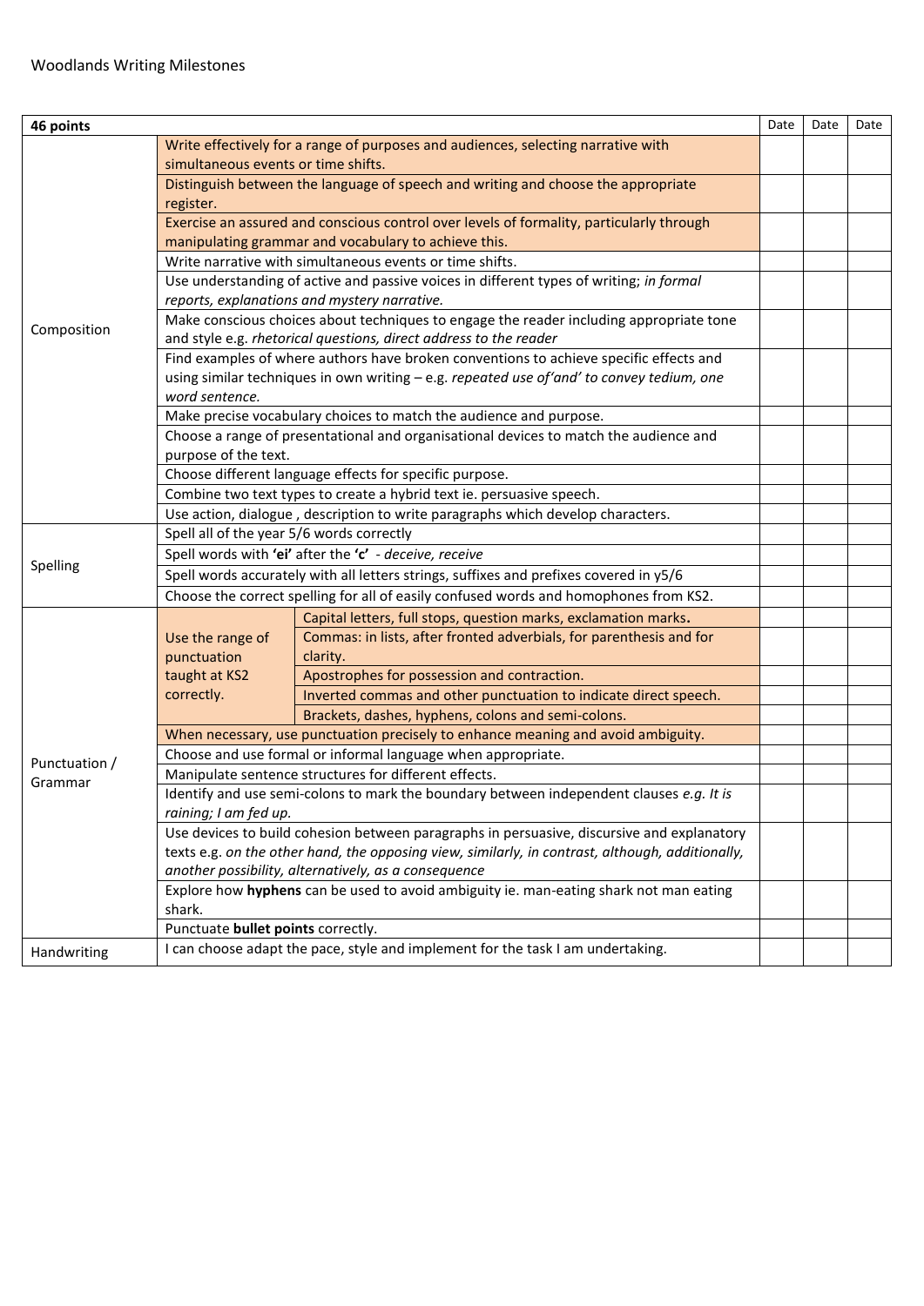Woodlands Writing Milestones

| 46 points | | | Date | Date | Date |
|---|---|---|---|---|---|
| Composition | Write effectively for a range of purposes and audiences, selecting narrative with simultaneous events or time shifts. | | | | |
| | Distinguish between the language of speech and writing and choose the appropriate register. | | | | |
| | Exercise an assured and conscious control over levels of formality, particularly through manipulating grammar and vocabulary to achieve this. | | | | |
| | Write narrative with simultaneous events or time shifts. | | | | |
| | Use understanding of active and passive voices in different types of writing; *in formal reports, explanations and mystery narrative.* | | | | |
| | Make conscious choices about techniques to engage the reader including appropriate tone and style e.g. *rhetorical questions, direct address to the reader* | | | | |
| | Find examples of where authors have broken conventions to achieve specific effects and using similar techniques in own writing – e.g. *repeated use of'and' to convey tedium, one word sentence.* | | | | |
| | Make precise vocabulary choices to match the audience and purpose. | | | | |
| | Choose a range of presentational and organisational devices to match the audience and purpose of the text. | | | | |
| | Choose different language effects for specific purpose. | | | | |
| | Combine two text types to create a hybrid text ie. persuasive speech. | | | | |
| | Use action, dialogue , description to write paragraphs which develop characters. | | | | |
| Spelling | Spell all of the year 5/6 words correctly | | | | |
| | Spell words with **'ei'** after the **'c'** - *deceive, receive* | | | | |
| | Spell words accurately with all letters strings, suffixes and prefixes covered in y5/6 | | | | |
| | Choose the correct spelling for all of easily confused words and homophones from KS2. | | | | |
| Punctuation / Grammar | Use the range of punctuation taught at KS2 correctly. | Capital letters, full stops, question marks, exclamation marks**.** | | | |
| | | Commas: in lists, after fronted adverbials, for parenthesis and for clarity. | | | |
| | | Apostrophes for possession and contraction. | | | |
| | | Inverted commas and other punctuation to indicate direct speech. | | | |
| | | Brackets, dashes, hyphens, colons and semi-colons. | | | |
| | When necessary, use punctuation precisely to enhance meaning and avoid ambiguity. | | | | |
| | Choose and use formal or informal language when appropriate. | | | | |
| | Manipulate sentence structures for different effects. | | | | |
| | Identify and use semi-colons to mark the boundary between independent clauses *e.g. It is raining; I am fed up.* | | | | |
| | Use devices to build cohesion between paragraphs in persuasive, discursive and explanatory texts e.g. *on the other hand, the opposing view, similarly, in contrast, although, additionally, another possibility, alternatively, as a consequence* | | | | |
| | Explore how **hyphens** can be used to avoid ambiguity ie. man-eating shark not man eating shark. | | | | |
| | Punctuate **bullet points** correctly. | | | | |
| Handwriting | I can choose adapt the pace, style and implement for the task I am undertaking. | | | | |